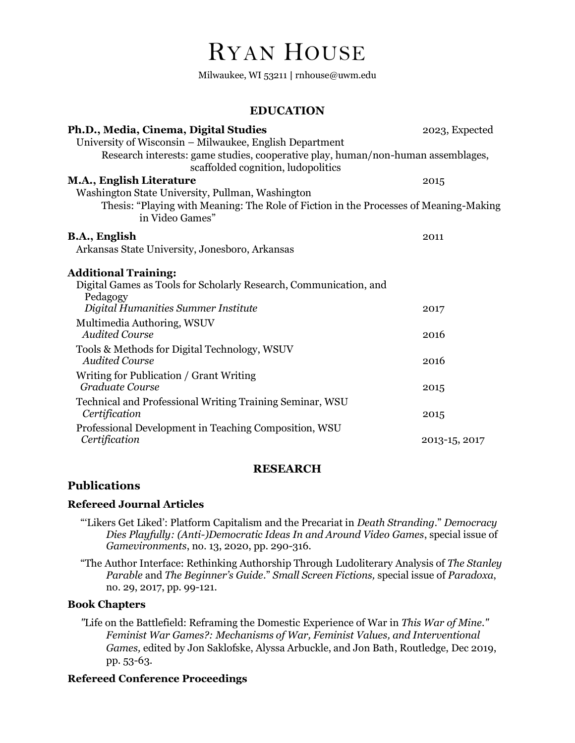# Ryan House

Milwaukee, WI 53211 | rnhouse@uwm.edu

## EDUCATION

**Ph.D., Media, Cinema, Digital Studies** — 2023, Expected
University of Wisconsin – Milwaukee, English Department
Research interests: game studies, cooperative play, human/non-human assemblages, scaffolded cognition, ludopolitics

**M.A., English Literature** — 2015
Washington State University, Pullman, Washington
Thesis: "Playing with Meaning: The Role of Fiction in the Processes of Meaning-Making in Video Games"

**B.A., English** — 2011
Arkansas State University, Jonesboro, Arkansas

**Additional Training:**

- Digital Games as Tools for Scholarly Research, Communication, and Pedagogy
  *Digital Humanities Summer Institute* — 2017
- Multimedia Authoring, WSUV
  *Audited Course* — 2016
- Tools & Methods for Digital Technology, WSUV
  *Audited Course* — 2016
- Writing for Publication / Grant Writing
  *Graduate Course* — 2015
- Technical and Professional Writing Training Seminar, WSU
  *Certification* — 2015
- Professional Development in Teaching Composition, WSU
  *Certification* — 2013-15, 2017

## RESEARCH

### Publications

#### Refereed Journal Articles

"'Likers Get Liked': Platform Capitalism and the Precariat in *Death Stranding*." *Democracy Dies Playfully: (Anti-)Democratic Ideas In and Around Video Games*, special issue of *Gamevironments*, no. 13, 2020, pp. 290-316.

"The Author Interface: Rethinking Authorship Through Ludoliterary Analysis of *The Stanley Parable* and *The Beginner's Guide*." *Small Screen Fictions,* special issue of *Paradoxa*, no. 29, 2017, pp. 99-121.

#### Book Chapters

"Life on the Battlefield: Reframing the Domestic Experience of War in *This War of Mine*." *Feminist War Games?: Mechanisms of War, Feminist Values, and Interventional Games,* edited by Jon Saklofske, Alyssa Arbuckle, and Jon Bath, Routledge, Dec 2019, pp. 53-63.

#### Refereed Conference Proceedings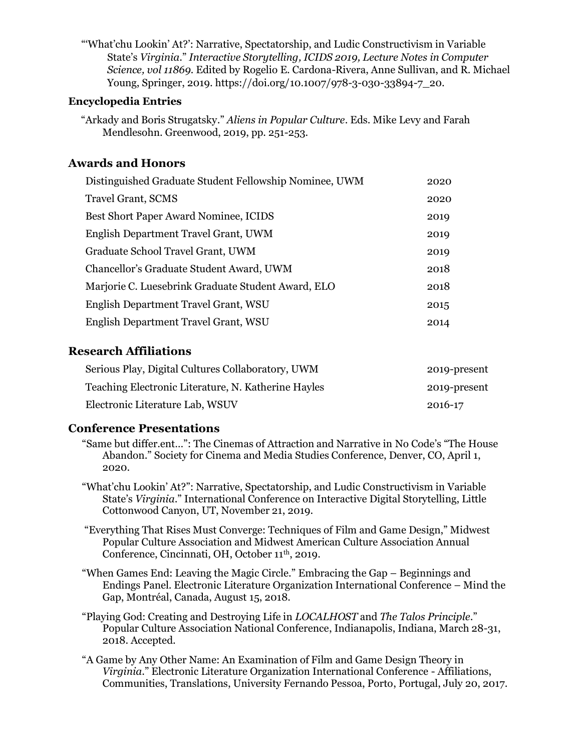"'What'chu Lookin' At?': Narrative, Spectatorship, and Ludic Constructivism in Variable State's *Virginia*." *Interactive Storytelling, ICIDS 2019, Lecture Notes in Computer Science, vol 11869.* Edited by Rogelio E. Cardona-Rivera, Anne Sullivan, and R. Michael Young, Springer, 2019. https://doi.org/10.1007/978-3-030-33894-7_20.

### Encyclopedia Entries

"Arkady and Boris Strugatsky." *Aliens in Popular Culture*. Eds. Mike Levy and Farah Mendlesohn. Greenwood, 2019, pp. 251-253.

## Awards and Honors

| | |
|---|---|
| Distinguished Graduate Student Fellowship Nominee, UWM | 2020 |
| Travel Grant, SCMS | 2020 |
| Best Short Paper Award Nominee, ICIDS | 2019 |
| English Department Travel Grant, UWM | 2019 |
| Graduate School Travel Grant, UWM | 2019 |
| Chancellor's Graduate Student Award, UWM | 2018 |
| Marjorie C. Luesebrink Graduate Student Award, ELO | 2018 |
| English Department Travel Grant, WSU | 2015 |
| English Department Travel Grant, WSU | 2014 |

## Research Affiliations

| | |
|---|---|
| Serious Play, Digital Cultures Collaboratory, UWM | 2019-present |
| Teaching Electronic Literature, N. Katherine Hayles | 2019-present |
| Electronic Literature Lab, WSUV | 2016-17 |

## Conference Presentations

"Same but differ.ent…": The Cinemas of Attraction and Narrative in No Code's "The House Abandon." Society for Cinema and Media Studies Conference, Denver, CO, April 1, 2020.

"What'chu Lookin' At?": Narrative, Spectatorship, and Ludic Constructivism in Variable State's *Virginia*." International Conference on Interactive Digital Storytelling, Little Cottonwood Canyon, UT, November 21, 2019.

"Everything That Rises Must Converge: Techniques of Film and Game Design," Midwest Popular Culture Association and Midwest American Culture Association Annual Conference, Cincinnati, OH, October 11th, 2019.

"When Games End: Leaving the Magic Circle." Embracing the Gap – Beginnings and Endings Panel. Electronic Literature Organization International Conference – Mind the Gap, Montréal, Canada, August 15, 2018.

"Playing God: Creating and Destroying Life in *LOCALHOST* and *The Talos Principle*." Popular Culture Association National Conference, Indianapolis, Indiana, March 28-31, 2018. Accepted.

"A Game by Any Other Name: An Examination of Film and Game Design Theory in *Virginia*." Electronic Literature Organization International Conference - Affiliations, Communities, Translations, University Fernando Pessoa, Porto, Portugal, July 20, 2017.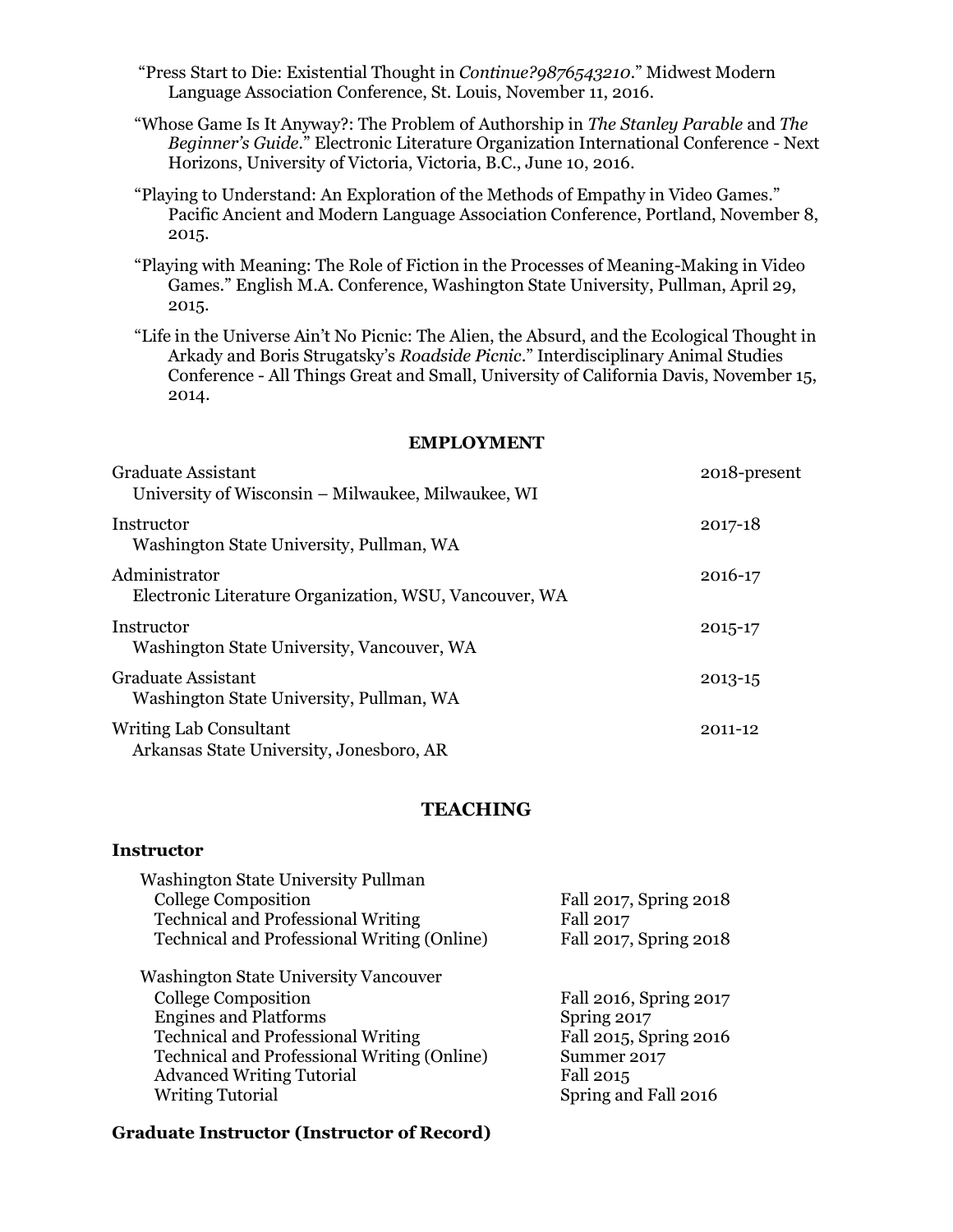"Press Start to Die: Existential Thought in *Continue?9876543210*." Midwest Modern Language Association Conference, St. Louis, November 11, 2016.

"Whose Game Is It Anyway?: The Problem of Authorship in *The Stanley Parable* and *The Beginner's Guide*." Electronic Literature Organization International Conference - Next Horizons, University of Victoria, Victoria, B.C., June 10, 2016.

"Playing to Understand: An Exploration of the Methods of Empathy in Video Games." Pacific Ancient and Modern Language Association Conference, Portland, November 8, 2015.

"Playing with Meaning: The Role of Fiction in the Processes of Meaning-Making in Video Games." English M.A. Conference, Washington State University, Pullman, April 29, 2015.

"Life in the Universe Ain't No Picnic: The Alien, the Absurd, and the Ecological Thought in Arkady and Boris Strugatsky's *Roadside Picnic*." Interdisciplinary Animal Studies Conference - All Things Great and Small, University of California Davis, November 15, 2014.

## EMPLOYMENT

| | |
|---|---|
| Graduate Assistant<br>University of Wisconsin – Milwaukee, Milwaukee, WI | 2018-present |
| Instructor<br>Washington State University, Pullman, WA | 2017-18 |
| Administrator<br>Electronic Literature Organization, WSU, Vancouver, WA | 2016-17 |
| Instructor<br>Washington State University, Vancouver, WA | 2015-17 |
| Graduate Assistant<br>Washington State University, Pullman, WA | 2013-15 |
| Writing Lab Consultant<br>Arkansas State University, Jonesboro, AR | 2011-12 |

## TEACHING

### Instructor

Washington State University Pullman

| | |
|---|---|
| College Composition | Fall 2017, Spring 2018 |
| Technical and Professional Writing | Fall 2017 |
| Technical and Professional Writing (Online) | Fall 2017, Spring 2018 |

Washington State University Vancouver

| | |
|---|---|
| College Composition | Fall 2016, Spring 2017 |
| Engines and Platforms | Spring 2017 |
| Technical and Professional Writing | Fall 2015, Spring 2016 |
| Technical and Professional Writing (Online) | Summer 2017 |
| Advanced Writing Tutorial | Fall 2015 |
| Writing Tutorial | Spring and Fall 2016 |

### Graduate Instructor (Instructor of Record)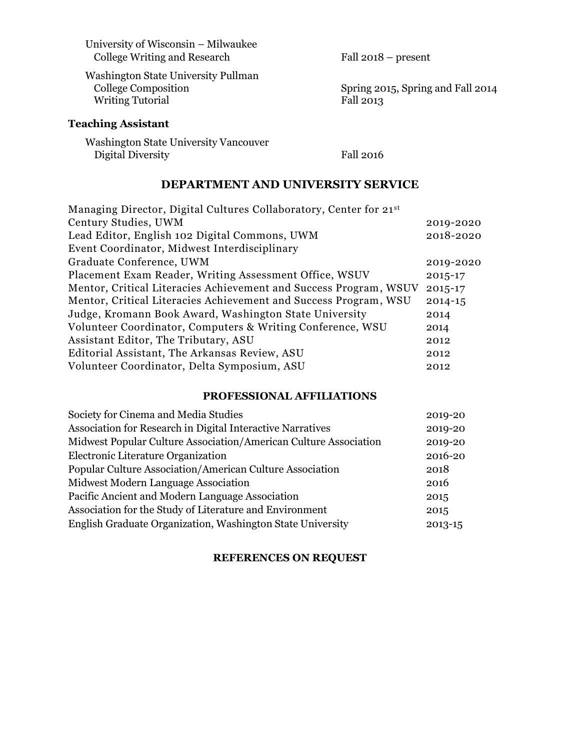University of Wisconsin – Milwaukee
College Writing and Research — Fall 2018 – present

Washington State University Pullman
College Composition — Spring 2015, Spring and Fall 2014
Writing Tutorial — Fall 2013

**Teaching Assistant**

Washington State University Vancouver
Digital Diversity — Fall 2016

## DEPARTMENT AND UNIVERSITY SERVICE

| | |
|---|---|
| Managing Director, Digital Cultures Collaboratory, Center for 21st Century Studies, UWM | 2019-2020 |
| Lead Editor, English 102 Digital Commons, UWM | 2018-2020 |
| Event Coordinator, Midwest Interdisciplinary Graduate Conference, UWM | 2019-2020 |
| Placement Exam Reader, Writing Assessment Office, WSUV | 2015-17 |
| Mentor, Critical Literacies Achievement and Success Program, WSUV | 2015-17 |
| Mentor, Critical Literacies Achievement and Success Program, WSU | 2014-15 |
| Judge, Kromann Book Award, Washington State University | 2014 |
| Volunteer Coordinator, Computers & Writing Conference, WSU | 2014 |
| Assistant Editor, The Tributary, ASU | 2012 |
| Editorial Assistant, The Arkansas Review, ASU | 2012 |
| Volunteer Coordinator, Delta Symposium, ASU | 2012 |

## PROFESSIONAL AFFILIATIONS

| | |
|---|---|
| Society for Cinema and Media Studies | 2019-20 |
| Association for Research in Digital Interactive Narratives | 2019-20 |
| Midwest Popular Culture Association/American Culture Association | 2019-20 |
| Electronic Literature Organization | 2016-20 |
| Popular Culture Association/American Culture Association | 2018 |
| Midwest Modern Language Association | 2016 |
| Pacific Ancient and Modern Language Association | 2015 |
| Association for the Study of Literature and Environment | 2015 |
| English Graduate Organization, Washington State University | 2013-15 |

## REFERENCES ON REQUEST